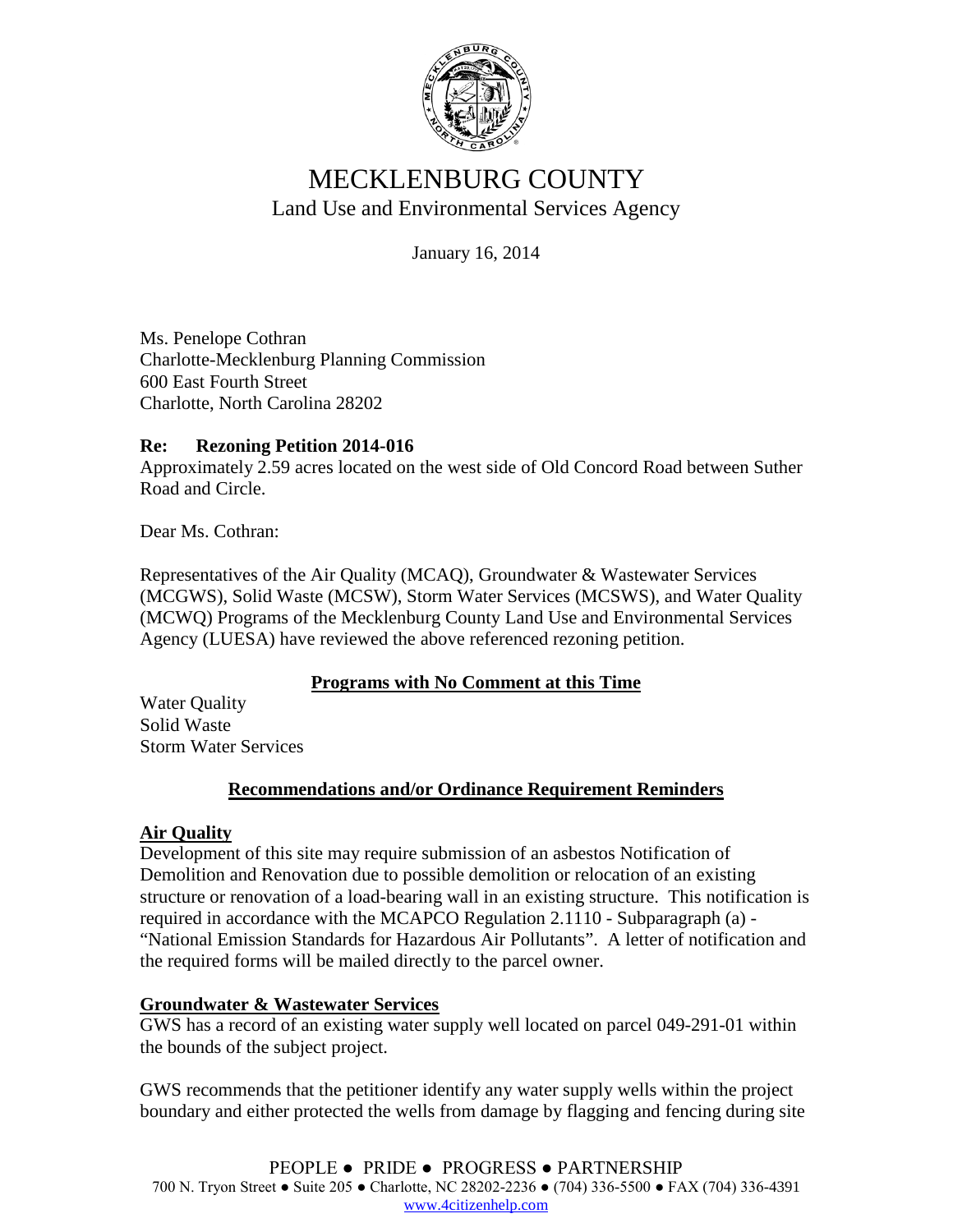# MECKLENBURG COUNTY

## Land Use and Environmental Services Agency

January 16, 2014

Ms. Penelope Cothran
Charlotte-Mecklenburg Planning Commission
600 East Fourth Street
Charlotte, North Carolina 28202

**Re: Rezoning Petition 2014-016**
Approximately 2.59 acres located on the west side of Old Concord Road between Suther Road and Circle.

Dear Ms. Cothran:

Representatives of the Air Quality (MCAQ), Groundwater & Wastewater Services (MCGWS), Solid Waste (MCSW), Storm Water Services (MCSWS), and Water Quality (MCWQ) Programs of the Mecklenburg County Land Use and Environmental Services Agency (LUESA) have reviewed the above referenced rezoning petition.

**Programs with No Comment at this Time**

Water Quality
Solid Waste
Storm Water Services

**Recommendations and/or Ordinance Requirement Reminders**

**Air Quality**
Development of this site may require submission of an asbestos Notification of Demolition and Renovation due to possible demolition or relocation of an existing structure or renovation of a load-bearing wall in an existing structure. This notification is required in accordance with the MCAPCO Regulation 2.1110 - Subparagraph (a) - "National Emission Standards for Hazardous Air Pollutants". A letter of notification and the required forms will be mailed directly to the parcel owner.

**Groundwater & Wastewater Services**
GWS has a record of an existing water supply well located on parcel 049-291-01 within the bounds of the subject project.

GWS recommends that the petitioner identify any water supply wells within the project boundary and either protected the wells from damage by flagging and fencing during site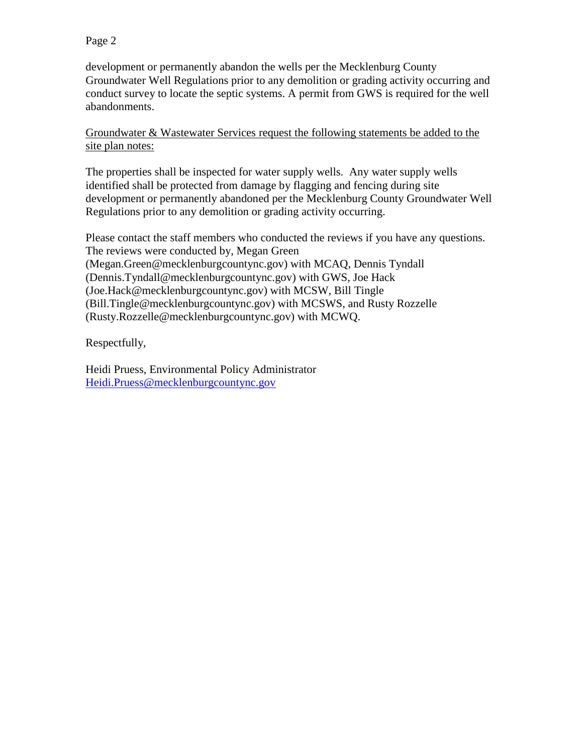development or permanently abandon the wells per the Mecklenburg County Groundwater Well Regulations prior to any demolition or grading activity occurring and conduct survey to locate the septic systems. A permit from GWS is required for the well abandonments.

<u>Groundwater & Wastewater Services request the following statements be added to the site plan notes:</u>

The properties shall be inspected for water supply wells. Any water supply wells identified shall be protected from damage by flagging and fencing during site development or permanently abandoned per the Mecklenburg County Groundwater Well Regulations prior to any demolition or grading activity occurring.

Please contact the staff members who conducted the reviews if you have any questions. The reviews were conducted by, Megan Green (Megan.Green@mecklenburgcountync.gov) with MCAQ, Dennis Tyndall (Dennis.Tyndall@mecklenburgcountync.gov) with GWS, Joe Hack (Joe.Hack@mecklenburgcountync.gov) with MCSW, Bill Tingle (Bill.Tingle@mecklenburgcountync.gov) with MCSWS, and Rusty Rozzelle (Rusty.Rozzelle@mecklenburgcountync.gov) with MCWQ.

Respectfully,

Heidi Pruess, Environmental Policy Administrator
Heidi.Pruess@mecklenburgcountync.gov